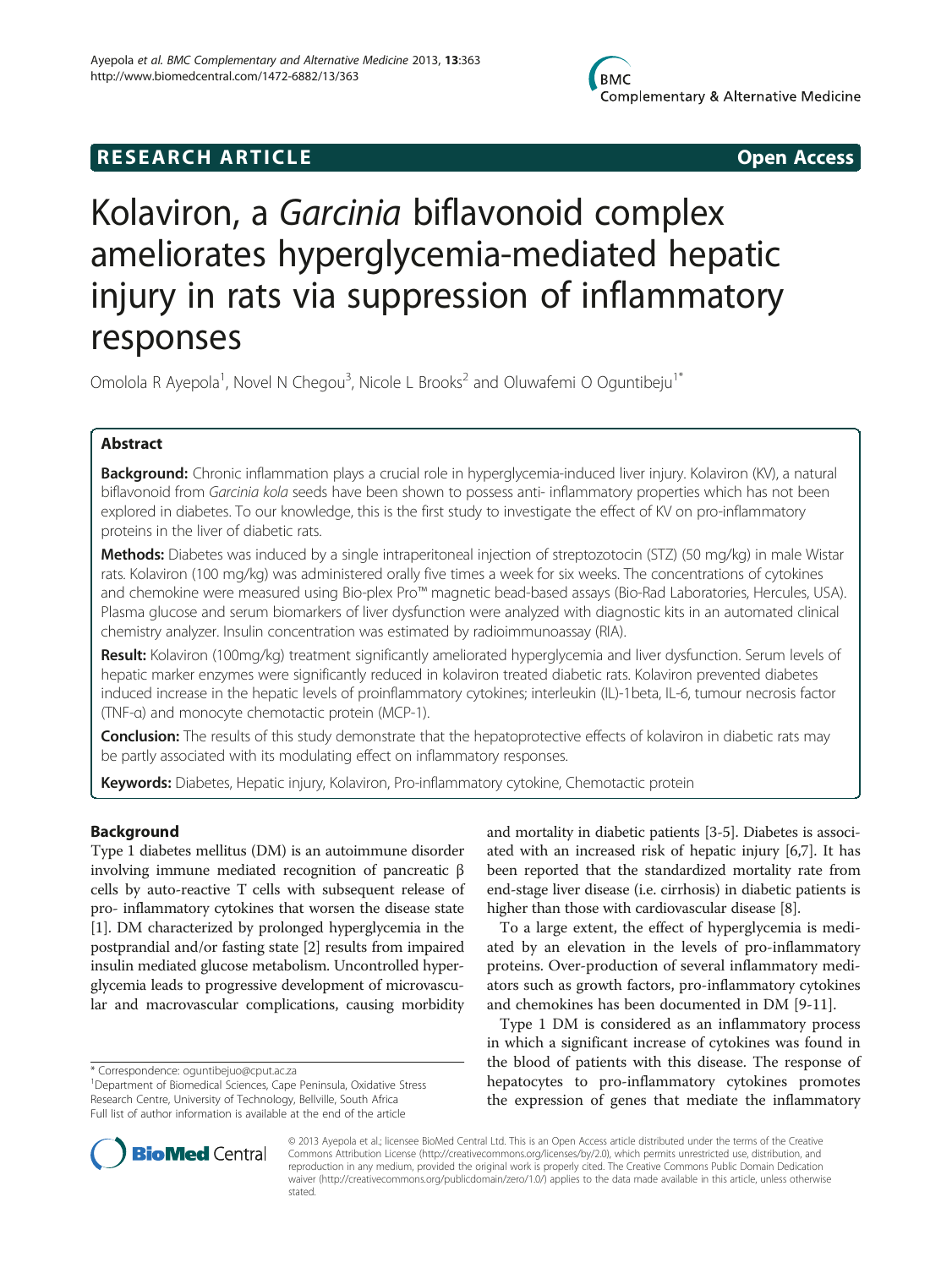# RESEARCH ARTICLE

**Open Access**

# Kolaviron, a *Garcinia* biflavonoid complex ameliorates hyperglycemia-mediated hepatic injury in rats via suppression of inflammatory responses

Omolola R Ayepola[1], Novel N Chegou[3], Nicole L Brooks[2] and Oluwafemi O Oguntibeju[1*]

## Abstract

**Background:** Chronic inflammation plays a crucial role in hyperglycemia-induced liver injury. Kolaviron (KV), a natural biflavonoid from *Garcinia kola* seeds have been shown to possess anti- inflammatory properties which has not been explored in diabetes. To our knowledge, this is the first study to investigate the effect of KV on pro-inflammatory proteins in the liver of diabetic rats.

**Methods:** Diabetes was induced by a single intraperitoneal injection of streptozotocin (STZ) (50 mg/kg) in male Wistar rats. Kolaviron (100 mg/kg) was administered orally five times a week for six weeks. The concentrations of cytokines and chemokine were measured using Bio-plex Pro™ magnetic bead-based assays (Bio-Rad Laboratories, Hercules, USA). Plasma glucose and serum biomarkers of liver dysfunction were analyzed with diagnostic kits in an automated clinical chemistry analyzer. Insulin concentration was estimated by radioimmunoassay (RIA).

**Result:** Kolaviron (100mg/kg) treatment significantly ameliorated hyperglycemia and liver dysfunction. Serum levels of hepatic marker enzymes were significantly reduced in kolaviron treated diabetic rats. Kolaviron prevented diabetes induced increase in the hepatic levels of proinflammatory cytokines; interleukin (IL)-1beta, IL-6, tumour necrosis factor (TNF-α) and monocyte chemotactic protein (MCP-1).

**Conclusion:** The results of this study demonstrate that the hepatoprotective effects of kolaviron in diabetic rats may be partly associated with its modulating effect on inflammatory responses.

**Keywords:** Diabetes, Hepatic injury, Kolaviron, Pro-inflammatory cytokine, Chemotactic protein

## Background

Type 1 diabetes mellitus (DM) is an autoimmune disorder involving immune mediated recognition of pancreatic β cells by auto-reactive T cells with subsequent release of pro- inflammatory cytokines that worsen the disease state [1]. DM characterized by prolonged hyperglycemia in the postprandial and/or fasting state [2] results from impaired insulin mediated glucose metabolism. Uncontrolled hyperglycemia leads to progressive development of microvascular and macrovascular complications, causing morbidity and mortality in diabetic patients [3-5]. Diabetes is associated with an increased risk of hepatic injury [6,7]. It has been reported that the standardized mortality rate from end-stage liver disease (i.e. cirrhosis) in diabetic patients is higher than those with cardiovascular disease [8].

To a large extent, the effect of hyperglycemia is mediated by an elevation in the levels of pro-inflammatory proteins. Over-production of several inflammatory mediators such as growth factors, pro-inflammatory cytokines and chemokines has been documented in DM [9-11].

Type 1 DM is considered as an inflammatory process in which a significant increase of cytokines was found in the blood of patients with this disease. The response of hepatocytes to pro-inflammatory cytokines promotes the expression of genes that mediate the inflammatory

\* Correspondence: oguntibejuo@cput.ac.za
[1]Department of Biomedical Sciences, Cape Peninsula, Oxidative Stress Research Centre, University of Technology, Bellville, South Africa
Full list of author information is available at the end of the article

© 2013 Ayepola et al.; licensee BioMed Central Ltd. This is an Open Access article distributed under the terms of the Creative Commons Attribution License (http://creativecommons.org/licenses/by/2.0), which permits unrestricted use, distribution, and reproduction in any medium, provided the original work is properly cited. The Creative Commons Public Domain Dedication waiver (http://creativecommons.org/publicdomain/zero/1.0/) applies to the data made available in this article, unless otherwise stated.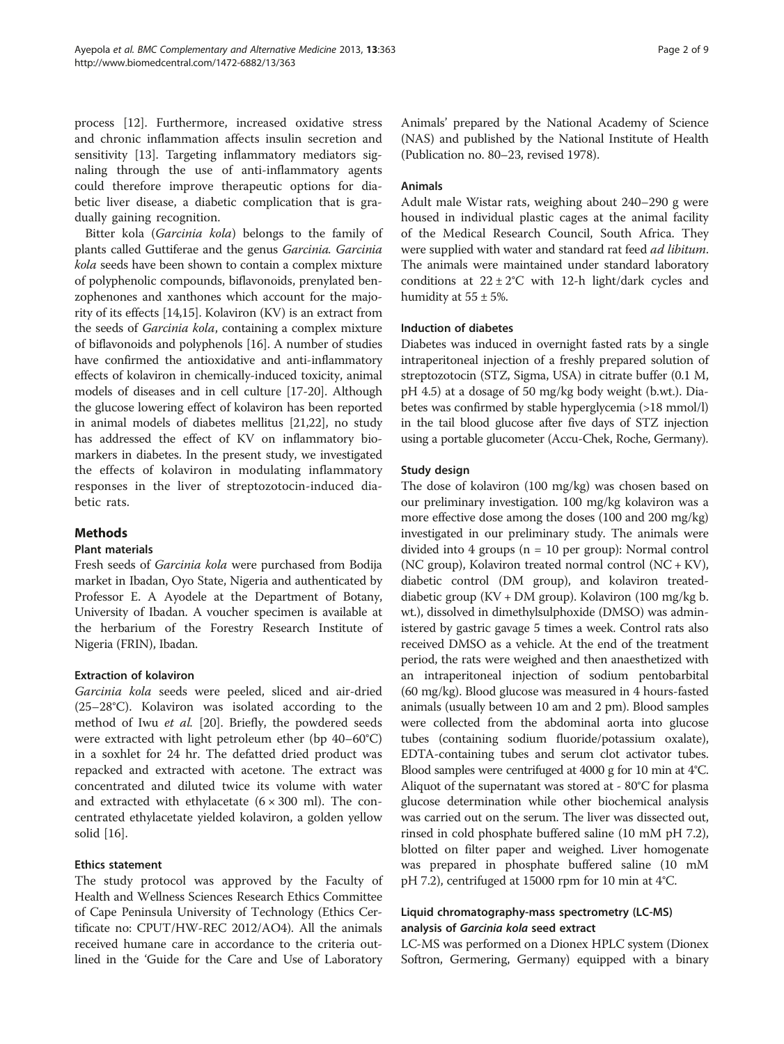process [12]. Furthermore, increased oxidative stress and chronic inflammation affects insulin secretion and sensitivity [13]. Targeting inflammatory mediators signaling through the use of anti-inflammatory agents could therefore improve therapeutic options for diabetic liver disease, a diabetic complication that is gradually gaining recognition.

Bitter kola (*Garcinia kola*) belongs to the family of plants called Guttiferae and the genus *Garcinia*. *Garcinia kola* seeds have been shown to contain a complex mixture of polyphenolic compounds, biflavonoids, prenylated benzophenones and xanthones which account for the majority of its effects [14,15]. Kolaviron (KV) is an extract from the seeds of *Garcinia kola*, containing a complex mixture of biflavonoids and polyphenols [16]. A number of studies have confirmed the antioxidative and anti-inflammatory effects of kolaviron in chemically-induced toxicity, animal models of diseases and in cell culture [17-20]. Although the glucose lowering effect of kolaviron has been reported in animal models of diabetes mellitus [21,22], no study has addressed the effect of KV on inflammatory biomarkers in diabetes. In the present study, we investigated the effects of kolaviron in modulating inflammatory responses in the liver of streptozotocin-induced diabetic rats.

## Methods

### Plant materials

Fresh seeds of *Garcinia kola* were purchased from Bodija market in Ibadan, Oyo State, Nigeria and authenticated by Professor E. A Ayodele at the Department of Botany, University of Ibadan. A voucher specimen is available at the herbarium of the Forestry Research Institute of Nigeria (FRIN), Ibadan.

### Extraction of kolaviron

*Garcinia kola* seeds were peeled, sliced and air-dried (25–28°C). Kolaviron was isolated according to the method of Iwu *et al.* [20]. Briefly, the powdered seeds were extracted with light petroleum ether (bp 40–60°C) in a soxhlet for 24 hr. The defatted dried product was repacked and extracted with acetone. The extract was concentrated and diluted twice its volume with water and extracted with ethylacetate (6 × 300 ml). The concentrated ethylacetate yielded kolaviron, a golden yellow solid [16].

### Ethics statement

The study protocol was approved by the Faculty of Health and Wellness Sciences Research Ethics Committee of Cape Peninsula University of Technology (Ethics Certificate no: CPUT/HW-REC 2012/AO4). All the animals received humane care in accordance to the criteria outlined in the 'Guide for the Care and Use of Laboratory Animals' prepared by the National Academy of Science (NAS) and published by the National Institute of Health (Publication no. 80–23, revised 1978).

### Animals

Adult male Wistar rats, weighing about 240–290 g were housed in individual plastic cages at the animal facility of the Medical Research Council, South Africa. They were supplied with water and standard rat feed *ad libitum*. The animals were maintained under standard laboratory conditions at 22 ± 2°C with 12-h light/dark cycles and humidity at 55 ± 5%.

### Induction of diabetes

Diabetes was induced in overnight fasted rats by a single intraperitoneal injection of a freshly prepared solution of streptozotocin (STZ, Sigma, USA) in citrate buffer (0.1 M, pH 4.5) at a dosage of 50 mg/kg body weight (b.wt.). Diabetes was confirmed by stable hyperglycemia (>18 mmol/l) in the tail blood glucose after five days of STZ injection using a portable glucometer (Accu-Chek, Roche, Germany).

### Study design

The dose of kolaviron (100 mg/kg) was chosen based on our preliminary investigation. 100 mg/kg kolaviron was a more effective dose among the doses (100 and 200 mg/kg) investigated in our preliminary study. The animals were divided into 4 groups (n = 10 per group): Normal control (NC group), Kolaviron treated normal control (NC + KV), diabetic control (DM group), and kolaviron treated-diabetic group (KV + DM group). Kolaviron (100 mg/kg b. wt.), dissolved in dimethylsulphoxide (DMSO) was administered by gastric gavage 5 times a week. Control rats also received DMSO as a vehicle. At the end of the treatment period, the rats were weighed and then anaesthetized with an intraperitoneal injection of sodium pentobarbital (60 mg/kg). Blood glucose was measured in 4 hours-fasted animals (usually between 10 am and 2 pm). Blood samples were collected from the abdominal aorta into glucose tubes (containing sodium fluoride/potassium oxalate), EDTA-containing tubes and serum clot activator tubes. Blood samples were centrifuged at 4000 g for 10 min at 4°C. Aliquot of the supernatant was stored at - 80°C for plasma glucose determination while other biochemical analysis was carried out on the serum. The liver was dissected out, rinsed in cold phosphate buffered saline (10 mM pH 7.2), blotted on filter paper and weighed. Liver homogenate was prepared in phosphate buffered saline (10 mM pH 7.2), centrifuged at 15000 rpm for 10 min at 4°C.

### Liquid chromatography-mass spectrometry (LC-MS) analysis of *Garcinia kola* seed extract

LC-MS was performed on a Dionex HPLC system (Dionex Softron, Germering, Germany) equipped with a binary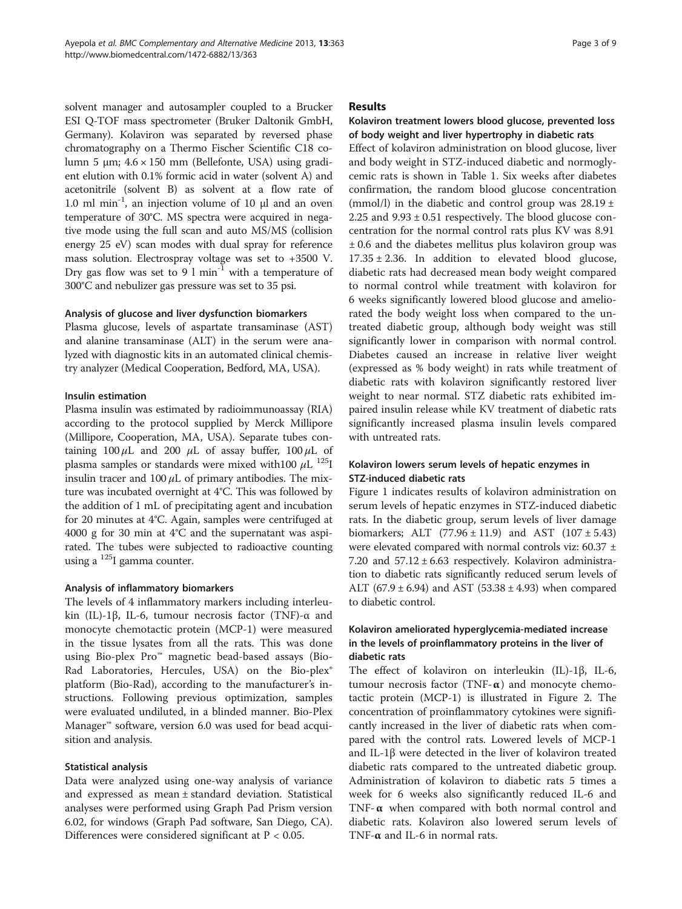solvent manager and autosampler coupled to a Brucker ESI Q-TOF mass spectrometer (Bruker Daltonik GmbH, Germany). Kolaviron was separated by reversed phase chromatography on a Thermo Fischer Scientific C18 column 5 μm; 4.6 × 150 mm (Bellefonte, USA) using gradient elution with 0.1% formic acid in water (solvent A) and acetonitrile (solvent B) as solvent at a flow rate of 1.0 ml $min^{-1}$, an injection volume of 10 μl and an oven temperature of 30°C. MS spectra were acquired in negative mode using the full scan and auto MS/MS (collision energy 25 eV) scan modes with dual spray for reference mass solution. Electrospray voltage was set to +3500 V. Dry gas flow was set to 9 l $min^{-1}$ with a temperature of 300°C and nebulizer gas pressure was set to 35 psi.

#### Analysis of glucose and liver dysfunction biomarkers

Plasma glucose, levels of aspartate transaminase (AST) and alanine transaminase (ALT) in the serum were analyzed with diagnostic kits in an automated clinical chemistry analyzer (Medical Cooperation, Bedford, MA, USA).

#### Insulin estimation

Plasma insulin was estimated by radioimmunoassay (RIA) according to the protocol supplied by Merck Millipore (Millipore, Cooperation, MA, USA). Separate tubes containing 100 μL and 200 μL of assay buffer, 100 μL of plasma samples or standards were mixed with100 μL $^{125}$I insulin tracer and 100 μL of primary antibodies. The mixture was incubated overnight at 4°C. This was followed by the addition of 1 mL of precipitating agent and incubation for 20 minutes at 4°C. Again, samples were centrifuged at 4000 g for 30 min at 4°C and the supernatant was aspirated. The tubes were subjected to radioactive counting using a $^{125}$I gamma counter.

#### Analysis of inflammatory biomarkers

The levels of 4 inflammatory markers including interleukin (IL)-1β, IL-6, tumour necrosis factor (TNF)-α and monocyte chemotactic protein (MCP-1) were measured in the tissue lysates from all the rats. This was done using Bio-plex Pro™ magnetic bead-based assays (Bio-Rad Laboratories, Hercules, USA) on the Bio-plex® platform (Bio-Rad), according to the manufacturer's instructions. Following previous optimization, samples were evaluated undiluted, in a blinded manner. Bio-Plex Manager™ software, version 6.0 was used for bead acquisition and analysis.

#### Statistical analysis

Data were analyzed using one-way analysis of variance and expressed as mean ± standard deviation. Statistical analyses were performed using Graph Pad Prism version 6.02, for windows (Graph Pad software, San Diego, CA). Differences were considered significant at $P < 0.05$.

## Results

### Kolaviron treatment lowers blood glucose, prevented loss of body weight and liver hypertrophy in diabetic rats

Effect of kolaviron administration on blood glucose, liver and body weight in STZ-induced diabetic and normoglycemic rats is shown in Table 1. Six weeks after diabetes confirmation, the random blood glucose concentration (mmol/l) in the diabetic and control group was 28.19 ± 2.25 and 9.93 ± 0.51 respectively. The blood glucose concentration for the normal control rats plus KV was 8.91 ± 0.6 and the diabetes mellitus plus kolaviron group was 17.35 ± 2.36. In addition to elevated blood glucose, diabetic rats had decreased mean body weight compared to normal control while treatment with kolaviron for 6 weeks significantly lowered blood glucose and ameliorated the body weight loss when compared to the untreated diabetic group, although body weight was still significantly lower in comparison with normal control. Diabetes caused an increase in relative liver weight (expressed as % body weight) in rats while treatment of diabetic rats with kolaviron significantly restored liver weight to near normal. STZ diabetic rats exhibited impaired insulin release while KV treatment of diabetic rats significantly increased plasma insulin levels compared with untreated rats.

### Kolaviron lowers serum levels of hepatic enzymes in STZ-induced diabetic rats

Figure 1 indicates results of kolaviron administration on serum levels of hepatic enzymes in STZ-induced diabetic rats. In the diabetic group, serum levels of liver damage biomarkers; ALT (77.96 ± 11.9) and AST (107 ± 5.43) were elevated compared with normal controls viz: 60.37 ± 7.20 and 57.12 ± 6.63 respectively. Kolaviron administration to diabetic rats significantly reduced serum levels of ALT (67.9 ± 6.94) and AST (53.38 ± 4.93) when compared to diabetic control.

### Kolaviron ameliorated hyperglycemia-mediated increase in the levels of proinflammatory proteins in the liver of diabetic rats

The effect of kolaviron on interleukin (IL)-1β, IL-6, tumour necrosis factor (TNF-**α**) and monocyte chemotactic protein (MCP-1) is illustrated in Figure 2. The concentration of proinflammatory cytokines were significantly increased in the liver of diabetic rats when compared with the control rats. Lowered levels of MCP-1 and IL-1β were detected in the liver of kolaviron treated diabetic rats compared to the untreated diabetic group. Administration of kolaviron to diabetic rats 5 times a week for 6 weeks also significantly reduced IL-6 and TNF-**α** when compared with both normal control and diabetic rats. Kolaviron also lowered serum levels of TNF-**α** and IL-6 in normal rats.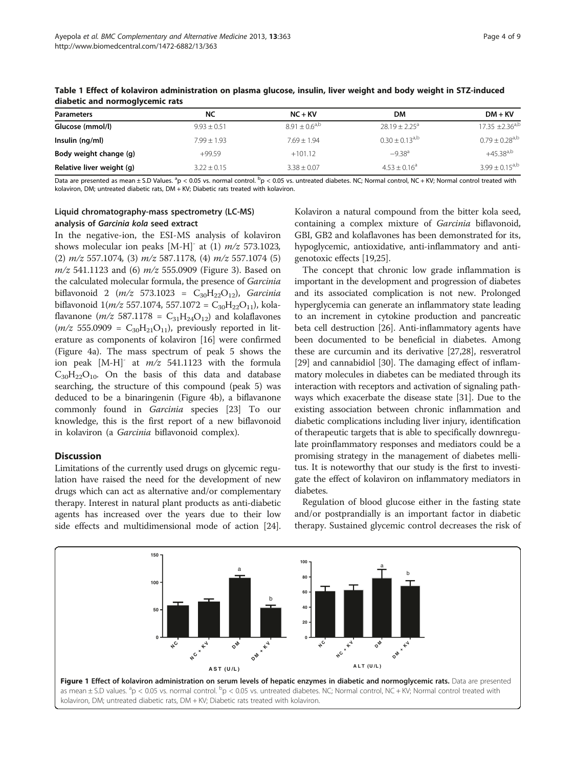**Table 1 Effect of kolaviron administration on plasma glucose, insulin, liver weight and body weight in STZ-induced diabetic and normoglycemic rats**

| Parameters | NC | NC + KV | DM | DM + KV |
|---|---|---|---|---|
| Glucose (mmol/l) | 9.93 ± 0.51 | 8.91 ± 0.6[a,b] | 28.19 ± 2.25[a] | 17.35 ±2.36[a,b] |
| Insulin (ng/ml) | 7.99 ± 1.93 | 7.69 ± 1.94 | 0.30 ± 0.13[a,b] | 0.79 ± 0.28[a,b] |
| Body weight change (g) | +99.59 | +101.12 | −9.38[a] | +45.38[a,b] |
| Relative liver weight (g) | 3.22 ± 0.15 | 3.38 ± 0.07 | 4.53 ± 0.16[a] | 3.99 ± 0.15[a,b] |

Data are presented as mean ± S.D Values. [a]p < 0.05 vs. normal control. [b]p < 0.05 vs. untreated diabetes. NC; Normal control, NC + KV; Normal control treated with kolaviron, DM; untreated diabetic rats, DM + KV; Diabetic rats treated with kolaviron.

### Liquid chromatography-mass spectrometry (LC-MS) analysis of *Garcinia kola* seed extract

In the negative-ion, the ESI-MS analysis of kolaviron shows molecular ion peaks $[M\text{-}H]^-$ at (1) *m/z* 573.1023, (2) *m/z* 557.1074, (3) *m/z* 587.1178, (4) *m/z* 557.1074 (5) *m/z* 541.1123 and (6) *m/z* 555.0909 (Figure 3). Based on the calculated molecular formula, the presence of *Garcinia* biflavonoid 2 (*m/z* 573.1023 = $C_{30}H_{22}O_{12}$), *Garcinia* biflavonoid 1(*m/z* 557.1074, 557.1072 = $C_{30}H_{22}O_{11}$), kolaflavanone (*m/z* 587.1178 = $C_{31}H_{24}O_{12}$) and kolaflavones (*m/z* 555.0909 = $C_{30}H_{21}O_{11}$), previously reported in literature as components of kolaviron [16] were confirmed (Figure 4a). The mass spectrum of peak 5 shows the ion peak $[M\text{-}H]^-$ at *m/z* 541.1123 with the formula $C_{30}H_{22}O_{10}$. On the basis of this data and database searching, the structure of this compound (peak 5) was deduced to be a binaringenin (Figure 4b), a biflavanone commonly found in *Garcinia* species [23] To our knowledge, this is the first report of a new biflavonoid in kolaviron (a *Garcinia* biflavonoid complex).

## Discussion

Limitations of the currently used drugs on glycemic regulation have raised the need for the development of new drugs which can act as alternative and/or complementary therapy. Interest in natural plant products as anti-diabetic agents has increased over the years due to their low side effects and multidimensional mode of action [24]. Kolaviron a natural compound from the bitter kola seed, containing a complex mixture of *Garcinia* biflavonoid, GBI, GB2 and kolaflavones has been demonstrated for its, hypoglycemic, antioxidative, anti-inflammatory and antigenotoxic effects [19,25].

The concept that chronic low grade inflammation is important in the development and progression of diabetes and its associated complication is not new. Prolonged hyperglycemia can generate an inflammatory state leading to an increment in cytokine production and pancreatic beta cell destruction [26]. Anti-inflammatory agents have been documented to be beneficial in diabetes. Among these are curcumin and its derivative [27,28], resveratrol [29] and cannabidiol [30]. The damaging effect of inflammatory molecules in diabetes can be mediated through its interaction with receptors and activation of signaling pathways which exacerbate the disease state [31]. Due to the existing association between chronic inflammation and diabetic complications including liver injury, identification of therapeutic targets that is able to specifically downregulate proinflammatory responses and mediators could be a promising strategy in the management of diabetes mellitus. It is noteworthy that our study is the first to investigate the effect of kolaviron on inflammatory mediators in diabetes.

Regulation of blood glucose either in the fasting state and/or postprandially is an important factor in diabetic therapy. Sustained glycemic control decreases the risk of

**Figure 1 Effect of kolaviron administration on serum levels of hepatic enzymes in diabetic and normoglycemic rats.** Data are presented as mean ± S.D values. [a]p < 0.05 vs. normal control. [b]p < 0.05 vs. untreated diabetes. NC; Normal control, NC + KV; Normal control treated with kolaviron, DM; untreated diabetic rats, DM + KV; Diabetic rats treated with kolaviron.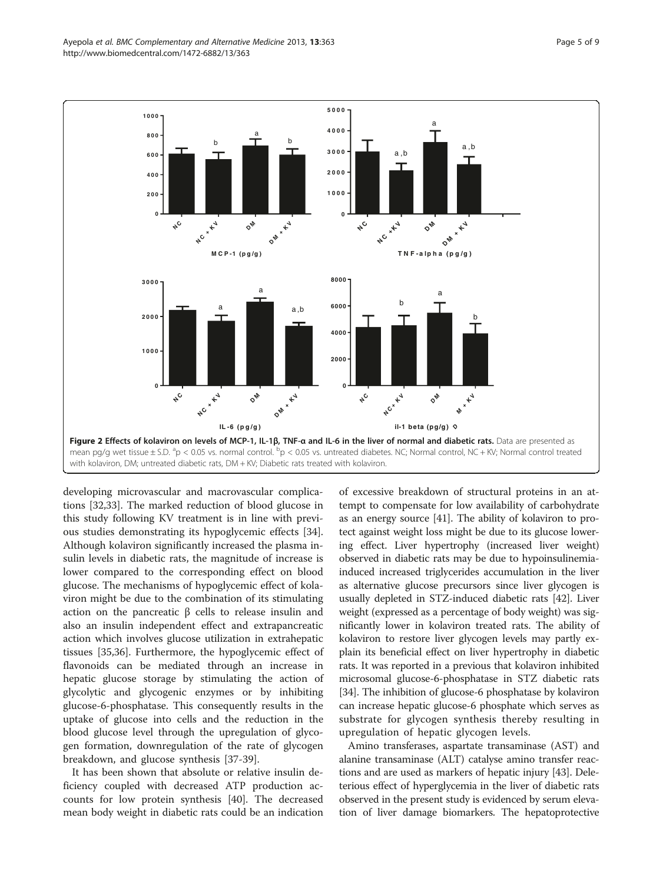**Figure 2 Effects of kolaviron on levels of MCP-1, IL-1β, TNF-α and IL-6 in the liver of normal and diabetic rats.** Data are presented as mean pg/g wet tissue ± S.D. [a]$p < 0.05$ vs. normal control. [b]$p < 0.05$ vs. untreated diabetes. NC; Normal control, NC + KV; Normal control treated with kolaviron, DM; untreated diabetic rats, DM + KV; Diabetic rats treated with kolaviron.

developing microvascular and macrovascular complications [32,33]. The marked reduction of blood glucose in this study following KV treatment is in line with previous studies demonstrating its hypoglycemic effects [34]. Although kolaviron significantly increased the plasma insulin levels in diabetic rats, the magnitude of increase is lower compared to the corresponding effect on blood glucose. The mechanisms of hypoglycemic effect of kolaviron might be due to the combination of its stimulating action on the pancreatic β cells to release insulin and also an insulin independent effect and extrapancreatic action which involves glucose utilization in extrahepatic tissues [35,36]. Furthermore, the hypoglycemic effect of flavonoids can be mediated through an increase in hepatic glucose storage by stimulating the action of glycolytic and glycogenic enzymes or by inhibiting glucose-6-phosphatase. This consequently results in the uptake of glucose into cells and the reduction in the blood glucose level through the upregulation of glycogen formation, downregulation of the rate of glycogen breakdown, and glucose synthesis [37-39].

It has been shown that absolute or relative insulin deficiency coupled with decreased ATP production accounts for low protein synthesis [40]. The decreased mean body weight in diabetic rats could be an indication of excessive breakdown of structural proteins in an attempt to compensate for low availability of carbohydrate as an energy source [41]. The ability of kolaviron to protect against weight loss might be due to its glucose lowering effect. Liver hypertrophy (increased liver weight) observed in diabetic rats may be due to hypoinsulinemia-induced increased triglycerides accumulation in the liver as alternative glucose precursors since liver glycogen is usually depleted in STZ-induced diabetic rats [42]. Liver weight (expressed as a percentage of body weight) was significantly lower in kolaviron treated rats. The ability of kolaviron to restore liver glycogen levels may partly explain its beneficial effect on liver hypertrophy in diabetic rats. It was reported in a previous that kolaviron inhibited microsomal glucose-6-phosphatase in STZ diabetic rats [34]. The inhibition of glucose-6 phosphatase by kolaviron can increase hepatic glucose-6 phosphate which serves as substrate for glycogen synthesis thereby resulting in upregulation of hepatic glycogen levels.

Amino transferases, aspartate transaminase (AST) and alanine transaminase (ALT) catalyse amino transfer reactions and are used as markers of hepatic injury [43]. Deleterious effect of hyperglycemia in the liver of diabetic rats observed in the present study is evidenced by serum elevation of liver damage biomarkers. The hepatoprotective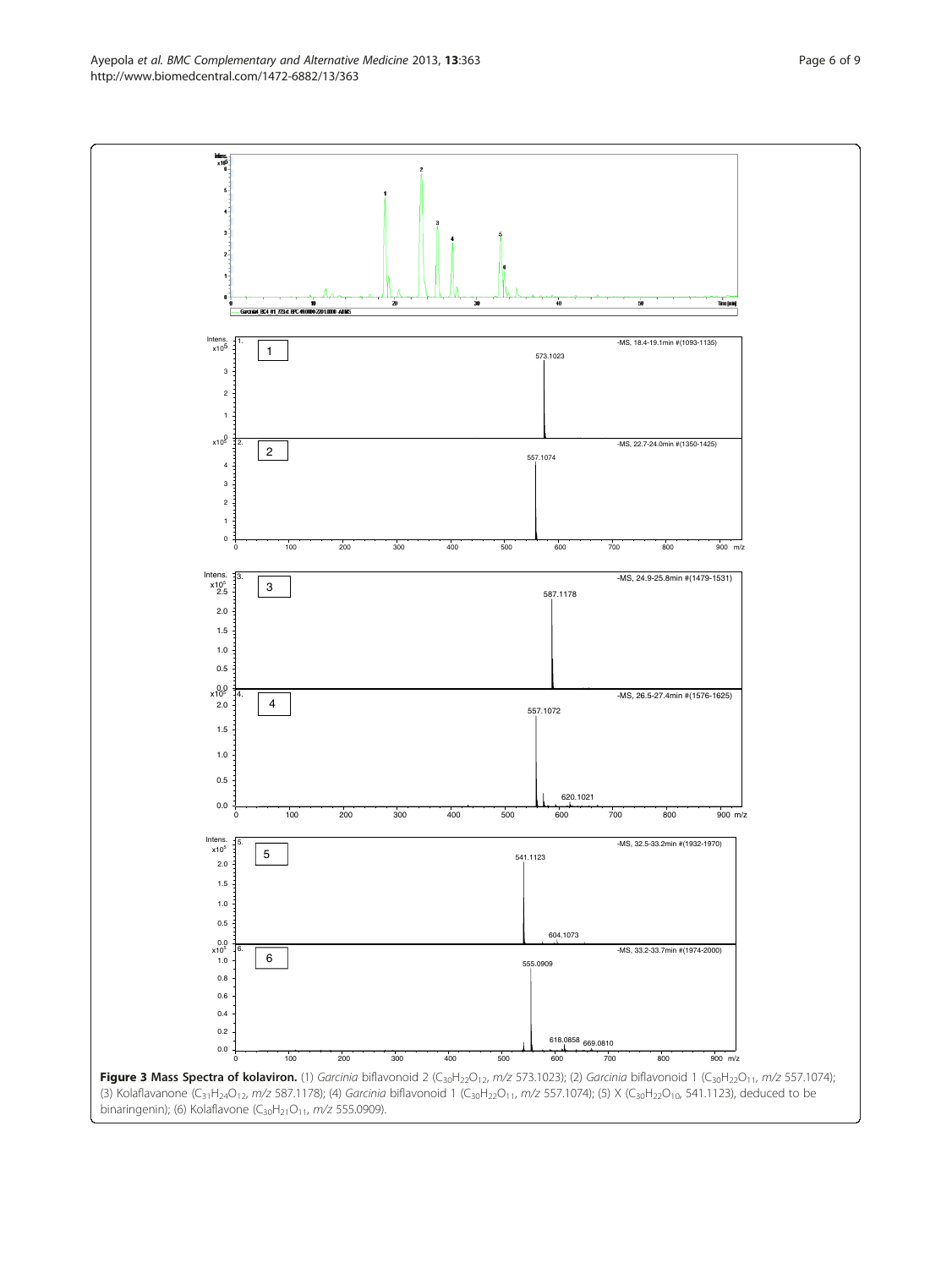**Figure 3 Mass Spectra of kolaviron.** (1) *Garcinia* biflavonoid 2 ($C_{30}H_{22}O_{12}$, *m/z* 573.1023); (2) *Garcinia* biflavonoid 1 ($C_{30}H_{22}O_{11}$, *m/z* 557.1074); (3) Kolaflavanone ($C_{31}H_{24}O_{12}$, *m/z* 587.1178); (4) *Garcinia* biflavonoid 1 ($C_{30}H_{22}O_{11}$, *m/z* 557.1074); (5) X ($C_{30}H_{22}O_{10}$, 541.1123), deduced to be binaringenin); (6) Kolaflavone ($C_{30}H_{21}O_{11}$, *m/z* 555.0909).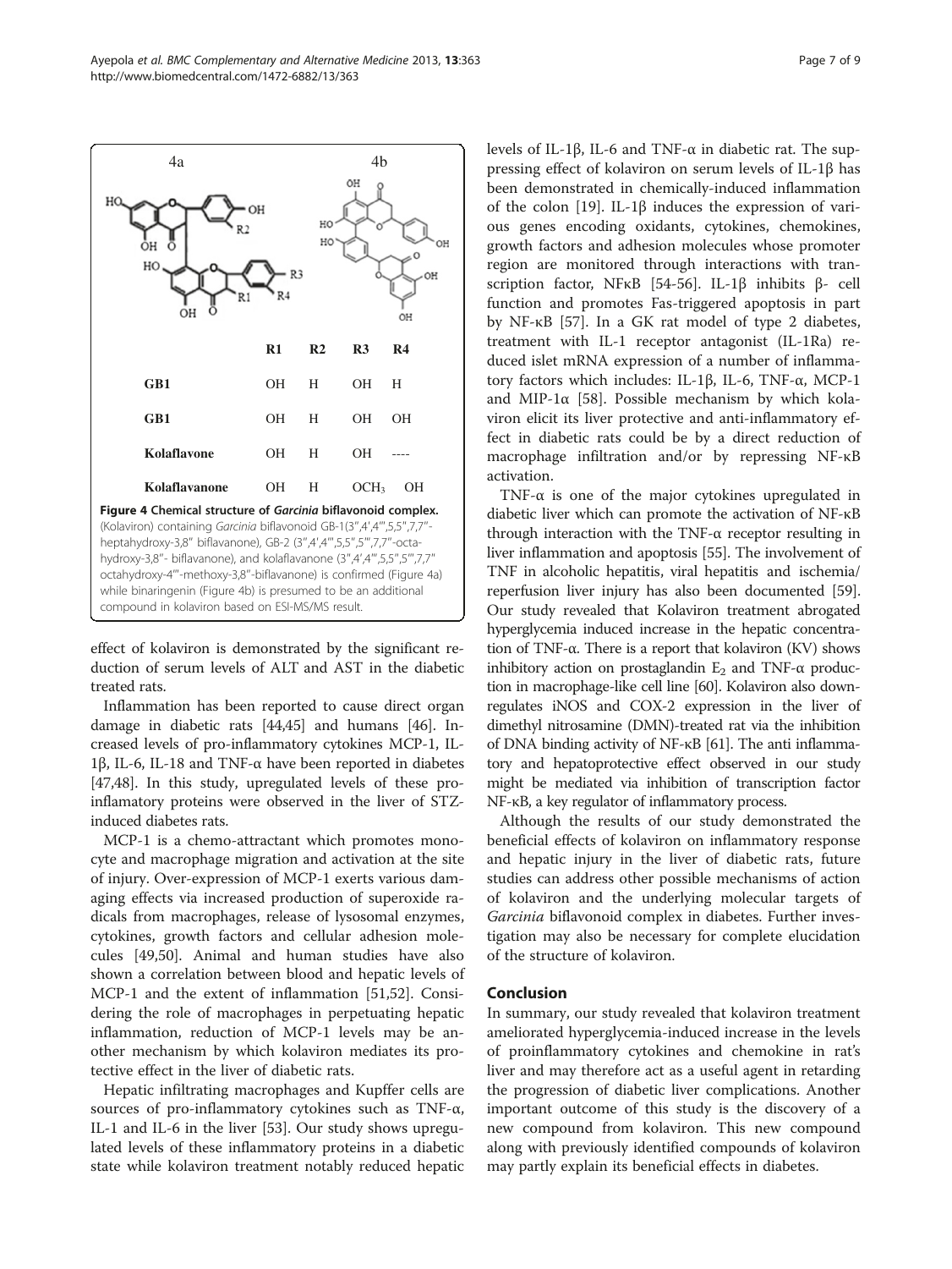| | R1 | R2 | R3 | R4 |
|---|---|---|---|---|
| GB1 | OH | H | OH | H |
| GB1 | OH | H | OH | OH |
| Kolaflavone | OH | H | OH | ---- |
| Kolaflavanone | OH | H | $OCH_3$ | OH |

**Figure 4 Chemical structure of *Garcinia* biflavonoid complex.** (Kolaviron) containing *Garcinia* biflavonoid GB-1(3″,4′,4‴,5,5″,7,7″-heptahydroxy-3,8″ biflavanone), GB-2 (3″,4′,4‴,5,5″,5‴,7,7″-octa-hydroxy-3,8″- biflavanone), and kolaflavanone (3″,4′,4‴,5,5″,5‴,7,7″ octahydroxy-4‴-methoxy-3,8″-biflavanone) is confirmed (Figure 4a) while binaringenin (Figure 4b) is presumed to be an additional compound in kolaviron based on ESI-MS/MS result.

effect of kolaviron is demonstrated by the significant reduction of serum levels of ALT and AST in the diabetic treated rats.

Inflammation has been reported to cause direct organ damage in diabetic rats [44,45] and humans [46]. Increased levels of pro-inflammatory cytokines MCP-1, IL-1β, IL-6, IL-18 and TNF-α have been reported in diabetes [47,48]. In this study, upregulated levels of these pro-inflamatory proteins were observed in the liver of STZ-induced diabetes rats.

MCP-1 is a chemo-attractant which promotes monocyte and macrophage migration and activation at the site of injury. Over-expression of MCP-1 exerts various damaging effects via increased production of superoxide radicals from macrophages, release of lysosomal enzymes, cytokines, growth factors and cellular adhesion molecules [49,50]. Animal and human studies have also shown a correlation between blood and hepatic levels of MCP-1 and the extent of inflammation [51,52]. Considering the role of macrophages in perpetuating hepatic inflammation, reduction of MCP-1 levels may be another mechanism by which kolaviron mediates its protective effect in the liver of diabetic rats.

Hepatic infiltrating macrophages and Kupffer cells are sources of pro-inflammatory cytokines such as TNF-α, IL-1 and IL-6 in the liver [53]. Our study shows upregulated levels of these inflammatory proteins in a diabetic state while kolaviron treatment notably reduced hepatic levels of IL-1β, IL-6 and TNF-α in diabetic rat. The suppressing effect of kolaviron on serum levels of IL-1β has been demonstrated in chemically-induced inflammation of the colon [19]. IL-1β induces the expression of various genes encoding oxidants, cytokines, chemokines, growth factors and adhesion molecules whose promoter region are monitored through interactions with transcription factor, NFκB [54-56]. IL-1β inhibits β- cell function and promotes Fas-triggered apoptosis in part by NF-κB [57]. In a GK rat model of type 2 diabetes, treatment with IL-1 receptor antagonist (IL-1Ra) reduced islet mRNA expression of a number of inflammatory factors which includes: IL-1β, IL-6, TNF-α, MCP-1 and MIP-1α [58]. Possible mechanism by which kolaviron elicit its liver protective and anti-inflammatory effect in diabetic rats could be by a direct reduction of macrophage infiltration and/or by repressing NF-κB activation.

TNF-α is one of the major cytokines upregulated in diabetic liver which can promote the activation of NF-κB through interaction with the TNF-α receptor resulting in liver inflammation and apoptosis [55]. The involvement of TNF in alcoholic hepatitis, viral hepatitis and ischemia/reperfusion liver injury has also been documented [59]. Our study revealed that Kolaviron treatment abrogated hyperglycemia induced increase in the hepatic concentration of TNF-α. There is a report that kolaviron (KV) shows inhibitory action on prostaglandin $E_2$ and TNF-α production in macrophage-like cell line [60]. Kolaviron also downregulates iNOS and COX-2 expression in the liver of dimethyl nitrosamine (DMN)-treated rat via the inhibition of DNA binding activity of NF-κB [61]. The anti inflammatory and hepatoprotective effect observed in our study might be mediated via inhibition of transcription factor NF-κB, a key regulator of inflammatory process.

Although the results of our study demonstrated the beneficial effects of kolaviron on inflammatory response and hepatic injury in the liver of diabetic rats, future studies can address other possible mechanisms of action of kolaviron and the underlying molecular targets of *Garcinia* biflavonoid complex in diabetes. Further investigation may also be necessary for complete elucidation of the structure of kolaviron.

## Conclusion

In summary, our study revealed that kolaviron treatment ameliorated hyperglycemia-induced increase in the levels of proinflammatory cytokines and chemokine in rat's liver and may therefore act as a useful agent in retarding the progression of diabetic liver complications. Another important outcome of this study is the discovery of a new compound from kolaviron. This new compound along with previously identified compounds of kolaviron may partly explain its beneficial effects in diabetes.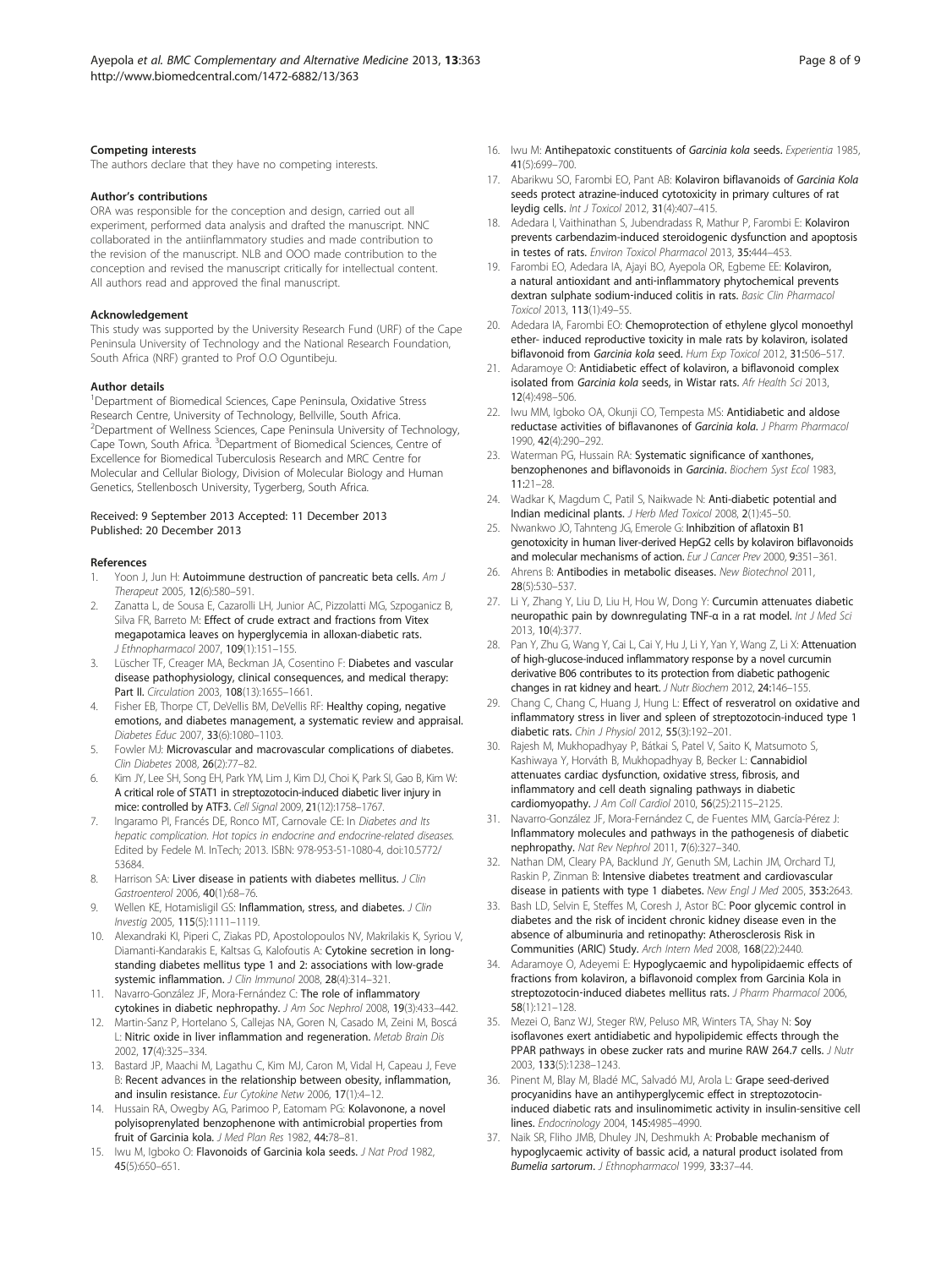### Competing interests

The authors declare that they have no competing interests.

### Author's contributions

ORA was responsible for the conception and design, carried out all experiment, performed data analysis and drafted the manuscript. NNC collaborated in the antiinflammatory studies and made contribution to the revision of the manuscript. NLB and OOO made contribution to the conception and revised the manuscript critically for intellectual content. All authors read and approved the final manuscript.

### Acknowledgement

This study was supported by the University Research Fund (URF) of the Cape Peninsula University of Technology and the National Research Foundation, South Africa (NRF) granted to Prof O.O Oguntibeju.

### Author details

[1]Department of Biomedical Sciences, Cape Peninsula, Oxidative Stress Research Centre, University of Technology, Bellville, South Africa. [2]Department of Wellness Sciences, Cape Peninsula University of Technology, Cape Town, South Africa. [3]Department of Biomedical Sciences, Centre of Excellence for Biomedical Tuberculosis Research and MRC Centre for Molecular and Cellular Biology, Division of Molecular Biology and Human Genetics, Stellenbosch University, Tygerberg, South Africa.

Received: 9 September 2013 Accepted: 11 December 2013
Published: 20 December 2013

### References

1. Yoon J, Jun H: **Autoimmune destruction of pancreatic beta cells.** *Am J Therapeut* 2005, **12**(6):580–591.
2. Zanatta L, de Sousa E, Cazarolli LH, Junior AC, Pizzolatti MG, Szpoganicz B, Silva FR, Barreto M: **Effect of crude extract and fractions from Vitex megapotamica leaves on hyperglycemia in alloxan-diabetic rats.** *J Ethnopharmacol* 2007, **109**(1):151–155.
3. Lüscher TF, Creager MA, Beckman JA, Cosentino F: **Diabetes and vascular disease pathophysiology, clinical consequences, and medical therapy: Part II.** *Circulation* 2003, **108**(13):1655–1661.
4. Fisher EB, Thorpe CT, DeVellis BM, DeVellis RF: **Healthy coping, negative emotions, and diabetes management, a systematic review and appraisal.** *Diabetes Educ* 2007, **33**(6):1080–1103.
5. Fowler MJ: **Microvascular and macrovascular complications of diabetes.** *Clin Diabetes* 2008, **26**(2):77–82.
6. Kim JY, Lee SH, Song EH, Park YM, Lim J, Kim DJ, Choi K, Park SI, Gao B, Kim W: **A critical role of STAT1 in streptozotocin-induced diabetic liver injury in mice: controlled by ATF3.** *Cell Signal* 2009, **21**(12):1758–1767.
7. Ingaramo PI, Francés DE, Ronco MT, Carnovale CE: In *Diabetes and Its hepatic complication. Hot topics in endocrine and endocrine-related diseases.* Edited by Fedele M. InTech; 2013. ISBN: 978-953-51-1080-4, doi:10.5772/53684.
8. Harrison SA: **Liver disease in patients with diabetes mellitus.** *J Clin Gastroenterol* 2006, **40**(1):68–76.
9. Wellen KE, Hotamisligil GS: **Inflammation, stress, and diabetes.** *J Clin Investig* 2005, **115**(5):1111–1119.
10. Alexandraki KI, Piperi C, Ziakas PD, Apostolopoulos NV, Makrilakis K, Syriou V, Diamanti-Kandarakis E, Kaltsas G, Kalofoutis A: **Cytokine secretion in long-standing diabetes mellitus type 1 and 2: associations with low-grade systemic inflammation.** *J Clin Immunol* 2008, **28**(4):314–321.
11. Navarro-González JF, Mora-Fernández C: **The role of inflammatory cytokines in diabetic nephropathy.** *J Am Soc Nephrol* 2008, **19**(3):433–442.
12. Martin-Sanz P, Hortelano S, Callejas NA, Goren N, Casado M, Zeini M, Boscá L: **Nitric oxide in liver inflammation and regeneration.** *Metab Brain Dis* 2002, **17**(4):325–334.
13. Bastard JP, Maachi M, Lagathu C, Kim MJ, Caron M, Vidal H, Capeau J, Feve B: **Recent advances in the relationship between obesity, inflammation, and insulin resistance.** *Eur Cytokine Netw* 2006, **17**(1):4–12.
14. Hussain RA, Owegby AG, Parimoo P, Eatomam PG: **Kolavonone, a novel polyisoprenylated benzophenone with antimicrobial properties from fruit of Garcinia kola.** *J Med Plan Res* 1982, **44**:78–81.
15. Iwu M, Igboko O: **Flavonoids of Garcinia kola seeds.** *J Nat Prod* 1982, **45**(5):650–651.
16. Iwu M: **Antihepatoxic constituents of *Garcinia kola* seeds.** *Experientia* 1985, **41**(5):699–700.
17. Abarikwu SO, Farombi EO, Pant AB: **Kolaviron biflavanoids of *Garcinia Kola* seeds protect atrazine-induced cytotoxicity in primary cultures of rat leydig cells.** *Int J Toxicol* 2012, **31**(4):407–415.
18. Adedara I, Vaithinathan S, Jubendradass R, Mathur P, Farombi E: **Kolaviron prevents carbendazim-induced steroidogenic dysfunction and apoptosis in testes of rats.** *Environ Toxicol Pharmacol* 2013, **35**:444–453.
19. Farombi EO, Adedara IA, Ajayi BO, Ayepola OR, Egbeme EE: **Kolaviron, a natural antioxidant and anti-inflammatory phytochemical prevents dextran sulphate sodium-induced colitis in rats.** *Basic Clin Pharmacol Toxicol* 2013, **113**(1):49–55.
20. Adedara IA, Farombi EO: **Chemoprotection of ethylene glycol monoethyl ether- induced reproductive toxicity in male rats by kolaviron, isolated biflavonoid from *Garcinia kola* seed.** *Hum Exp Toxicol* 2012, **31**:506–517.
21. Adaramoye O: **Antidiabetic effect of kolaviron, a biflavonoid complex isolated from *Garcinia kola* seeds, in Wistar rats.** *Afr Health Sci* 2013, **12**(4):498–506.
22. Iwu MM, Igboko OA, Okunji CO, Tempesta MS: **Antidiabetic and aldose reductase activities of biflavanones of *Garcinia kola*.** *J Pharm Pharmacol* 1990, **42**(4):290–292.
23. Waterman PG, Hussain RA: **Systematic significance of xanthones, benzophenones and biflavonoids in *Garcinia*.** *Biochem Syst Ecol* 1983, **11**:21–28.
24. Wadkar K, Magdum C, Patil S, Naikwade N: **Anti-diabetic potential and Indian medicinal plants.** *J Herb Med Toxicol* 2008, **2**(1):45–50.
25. Nwankwo JO, Tahnteng JG, Emerole G: **Inhibzition of aflatoxin B1 genotoxicity in human liver-derived HepG2 cells by kolaviron biflavonoids and molecular mechanisms of action.** *Eur J Cancer Prev* 2000, **9**:351–361.
26. Ahrens B: **Antibodies in metabolic diseases.** *New Biotechnol* 2011, **28**(5):530–537.
27. Li Y, Zhang Y, Liu D, Liu H, Hou W, Dong Y: **Curcumin attenuates diabetic neuropathic pain by downregulating TNF-α in a rat model.** *Int J Med Sci* 2013, **10**(4):377.
28. Pan Y, Zhu G, Wang Y, Cai L, Cai Y, Hu J, Li Y, Yan Y, Wang Z, Li X: **Attenuation of high-glucose-induced inflammatory response by a novel curcumin derivative B06 contributes to its protection from diabetic pathogenic changes in rat kidney and heart.** *J Nutr Biochem* 2012, **24**:146–155.
29. Chang C, Chang C, Huang J, Hung L: **Effect of resveratrol on oxidative and inflammatory stress in liver and spleen of streptozotocin-induced type 1 diabetic rats.** *Chin J Physiol* 2012, **55**(3):192–201.
30. Rajesh M, Mukhopadhyay P, Bátkai S, Patel V, Saito K, Matsumoto S, Kashiwaya Y, Horváth B, Mukhopadhyay B, Becker L: **Cannabidiol attenuates cardiac dysfunction, oxidative stress, fibrosis, and inflammatory and cell death signaling pathways in diabetic cardiomyopathy.** *J Am Coll Cardiol* 2010, **56**(25):2115–2125.
31. Navarro-González JF, Mora-Fernández C, de Fuentes MM, García-Pérez J: **Inflammatory molecules and pathways in the pathogenesis of diabetic nephropathy.** *Nat Rev Nephrol* 2011, **7**(6):327–340.
32. Nathan DM, Cleary PA, Backlund JY, Genuth SM, Lachin JM, Orchard TJ, Raskin P, Zinman B: **Intensive diabetes treatment and cardiovascular disease in patients with type 1 diabetes.** *New Engl J Med* 2005, **353**:2643.
33. Bash LD, Selvin E, Steffes M, Coresh J, Astor BC: **Poor glycemic control in diabetes and the risk of incident chronic kidney disease even in the absence of albuminuria and retinopathy: Atherosclerosis Risk in Communities (ARIC) Study.** *Arch Intern Med* 2008, **168**(22):2440.
34. Adaramoye O, Adeyemi E: **Hypoglycaemic and hypolipidaemic effects of fractions from kolaviron, a biflavonoid complex from Garcinia Kola in streptozotocin-induced diabetes mellitus rats.** *J Pharm Pharmacol* 2006, **58**(1):121–128.
35. Mezei O, Banz WJ, Steger RW, Peluso MR, Winters TA, Shay N: **Soy isoflavones exert antidiabetic and hypolipidemic effects through the PPAR pathways in obese zucker rats and murine RAW 264.7 cells.** *J Nutr* 2003, **133**(5):1238–1243.
36. Pinent M, Blay M, Bladé MC, Salvadó MJ, Arola L: **Grape seed-derived procyanidins have an antihyperglycemic effect in streptozotocin-induced diabetic rats and insulinomimetic activity in insulin-sensitive cell lines.** *Endocrinology* 2004, **145**:4985–4990.
37. Naik SR, Fliho JMB, Dhuley JN, Deshmukh A: **Probable mechanism of hypoglycaemic activity of bassic acid, a natural product isolated from *Bumelia sartorum*.** *J Ethnopharmacol* 1999, **33**:37–44.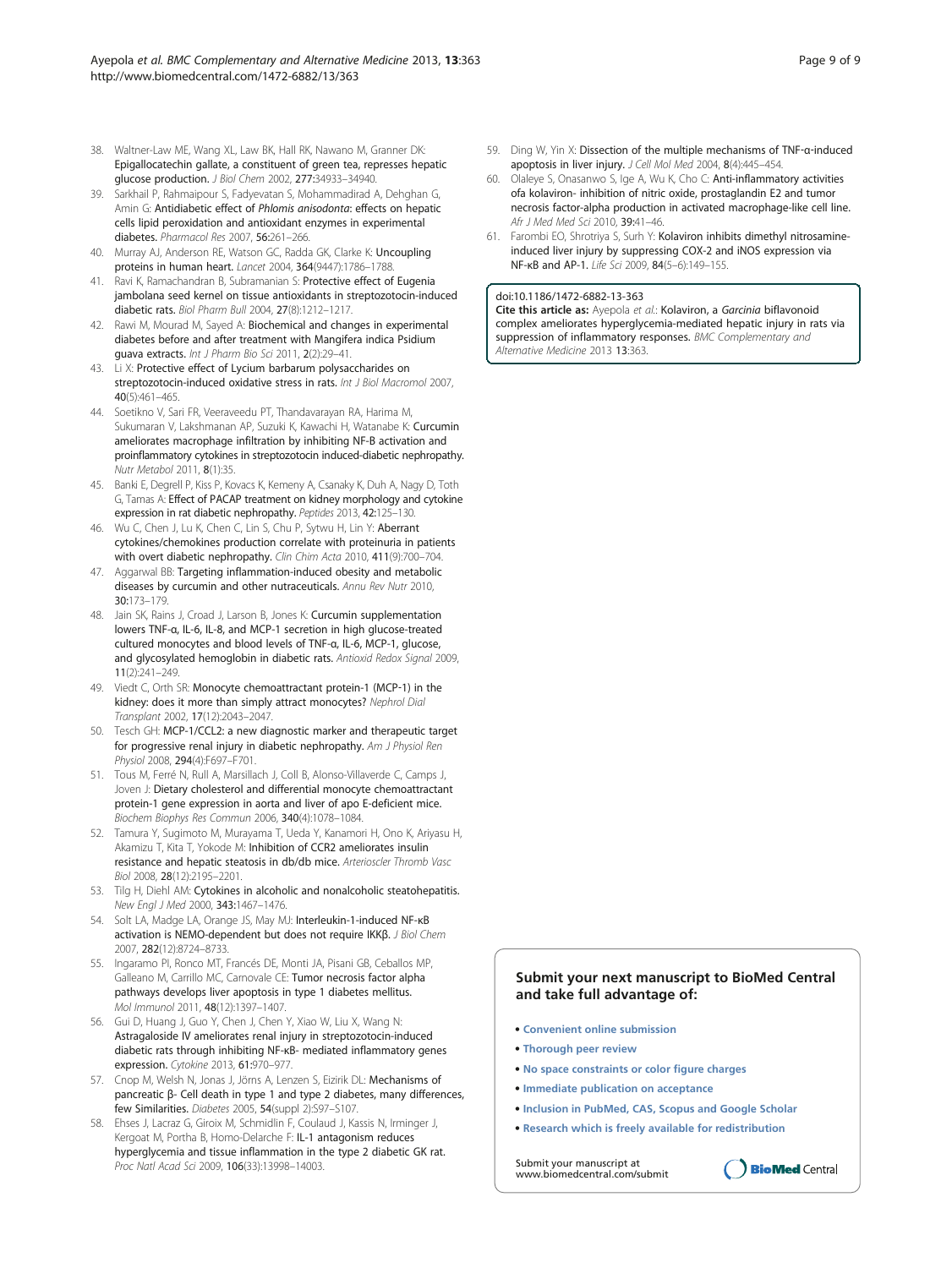38. Waltner-Law ME, Wang XL, Law BK, Hall RK, Nawano M, Granner DK: Epigallocatechin gallate, a constituent of green tea, represses hepatic glucose production. *J Biol Chem* 2002, 277:34933–34940.
39. Sarkhail P, Rahmaipour S, Fadyevatan S, Mohammadirad A, Dehghan G, Amin G: Antidiabetic effect of *Phlomis anisodonta*: effects on hepatic cells lipid peroxidation and antioxidant enzymes in experimental diabetes. *Pharmacol Res* 2007, 56:261–266.
40. Murray AJ, Anderson RE, Watson GC, Radda GK, Clarke K: Uncoupling proteins in human heart. *Lancet* 2004, 364(9447):1786–1788.
41. Ravi K, Ramachandran B, Subramanian S: Protective effect of Eugenia jambolana seed kernel on tissue antioxidants in streptozotocin-induced diabetic rats. *Biol Pharm Bull* 2004, 27(8):1212–1217.
42. Rawi M, Mourad M, Sayed A: Biochemical and changes in experimental diabetes before and after treatment with Mangifera indica Psidium guava extracts. *Int J Pharm Bio Sci* 2011, 2(2):29–41.
43. Li X: Protective effect of Lycium barbarum polysaccharides on streptozotocin-induced oxidative stress in rats. *Int J Biol Macromol* 2007, 40(5):461–465.
44. Soetikno V, Sari FR, Veeraveedu PT, Thandavarayan RA, Harima M, Sukumaran V, Lakshmanan AP, Suzuki K, Kawachi H, Watanabe K: Curcumin ameliorates macrophage infiltration by inhibiting NF-B activation and proinflammatory cytokines in streptozotocin induced-diabetic nephropathy. *Nutr Metabol* 2011, 8(1):35.
45. Banki E, Degrell P, Kiss P, Kovacs K, Kemeny A, Csanaky K, Duh A, Nagy D, Toth G, Tamas A: Effect of PACAP treatment on kidney morphology and cytokine expression in rat diabetic nephropathy. *Peptides* 2013, 42:125–130.
46. Wu C, Chen J, Lu K, Chen C, Lin S, Chu P, Sytwu H, Lin Y: Aberrant cytokines/chemokines production correlate with proteinuria in patients with overt diabetic nephropathy. *Clin Chim Acta* 2010, 411(9):700–704.
47. Aggarwal BB: Targeting inflammation-induced obesity and metabolic diseases by curcumin and other nutraceuticals. *Annu Rev Nutr* 2010, 30:173–179.
48. Jain SK, Rains J, Croad J, Larson B, Jones K: Curcumin supplementation lowers TNF-α, IL-6, IL-8, and MCP-1 secretion in high glucose-treated cultured monocytes and blood levels of TNF-α, IL-6, MCP-1, glucose, and glycosylated hemoglobin in diabetic rats. *Antioxid Redox Signal* 2009, 11(2):241–249.
49. Viedt C, Orth SR: Monocyte chemoattractant protein-1 (MCP-1) in the kidney: does it more than simply attract monocytes? *Nephrol Dial Transplant* 2002, 17(12):2043–2047.
50. Tesch GH: MCP-1/CCL2: a new diagnostic marker and therapeutic target for progressive renal injury in diabetic nephropathy. *Am J Physiol Ren Physiol* 2008, 294(4):F697–F701.
51. Tous M, Ferré N, Rull A, Marsillach J, Coll B, Alonso-Villaverde C, Camps J, Joven J: Dietary cholesterol and differential monocyte chemoattractant protein-1 gene expression in aorta and liver of apo E-deficient mice. *Biochem Biophys Res Commun* 2006, 340(4):1078–1084.
52. Tamura Y, Sugimoto M, Murayama T, Ueda Y, Kanamori H, Ono K, Ariyasu H, Akamizu T, Kita T, Yokode M: Inhibition of CCR2 ameliorates insulin resistance and hepatic steatosis in db/db mice. *Arterioscler Thromb Vasc Biol* 2008, 28(12):2195–2201.
53. Tilg H, Diehl AM: Cytokines in alcoholic and nonalcoholic steatohepatitis. *New Engl J Med* 2000, 343:1467–1476.
54. Solt LA, Madge LA, Orange JS, May MJ: Interleukin-1-induced NF-κB activation is NEMO-dependent but does not require IKKβ. *J Biol Chem* 2007, 282(12):8724–8733.
55. Ingaramo PI, Ronco MT, Francés DE, Monti JA, Pisani GB, Ceballos MP, Galleano M, Carrillo MC, Carnovale CE: Tumor necrosis factor alpha pathways develops liver apoptosis in type 1 diabetes mellitus. *Mol Immunol* 2011, 48(12):1397–1407.
56. Gui D, Huang J, Guo Y, Chen J, Chen Y, Xiao W, Liu X, Wang N: Astragaloside IV ameliorates renal injury in streptozotocin-induced diabetic rats through inhibiting NF-κB- mediated inflammatory genes expression. *Cytokine* 2013, 61:970–977.
57. Cnop M, Welsh N, Jonas J, Jörns A, Lenzen S, Eizirik DL: Mechanisms of pancreatic β- Cell death in type 1 and type 2 diabetes, many differences, few Similarities. *Diabetes* 2005, 54(suppl 2):S97–S107.
58. Ehses J, Lacraz G, Giroix M, Schmidlin F, Coulaud J, Kassis N, Irminger J, Kergoat M, Portha B, Homo-Delarche F: IL-1 antagonism reduces hyperglycemia and tissue inflammation in the type 2 diabetic GK rat. *Proc Natl Acad Sci* 2009, 106(33):13998–14003.
59. Ding W, Yin X: Dissection of the multiple mechanisms of TNF-α-induced apoptosis in liver injury. *J Cell Mol Med* 2004, 8(4):445–454.
60. Olaleye S, Onasanwo S, Ige A, Wu K, Cho C: Anti-inflammatory activities ofa kolaviron- inhibition of nitric oxide, prostaglandin E2 and tumor necrosis factor-alpha production in activated macrophage-like cell line. *Afr J Med Med Sci* 2010, 39:41–46.
61. Farombi EO, Shrotriya S, Surh Y: Kolaviron inhibits dimethyl nitrosamine-induced liver injury by suppressing COX-2 and iNOS expression via NF-κB and AP-1. *Life Sci* 2009, 84(5–6):149–155.

doi:10.1186/1472-6882-13-363

**Cite this article as:** Ayepola *et al.*: Kolaviron, a *Garcinia* biflavonoid complex ameliorates hyperglycemia-mediated hepatic injury in rats via suppression of inflammatory responses. *BMC Complementary and Alternative Medicine* 2013 13:363.

**Submit your next manuscript to BioMed Central and take full advantage of:**

- **Convenient online submission**
- **Thorough peer review**
- **No space constraints or color figure charges**
- **Immediate publication on acceptance**
- **Inclusion in PubMed, CAS, Scopus and Google Scholar**
- **Research which is freely available for redistribution**

Submit your manuscript at www.biomedcentral.com/submit

BioMed Central